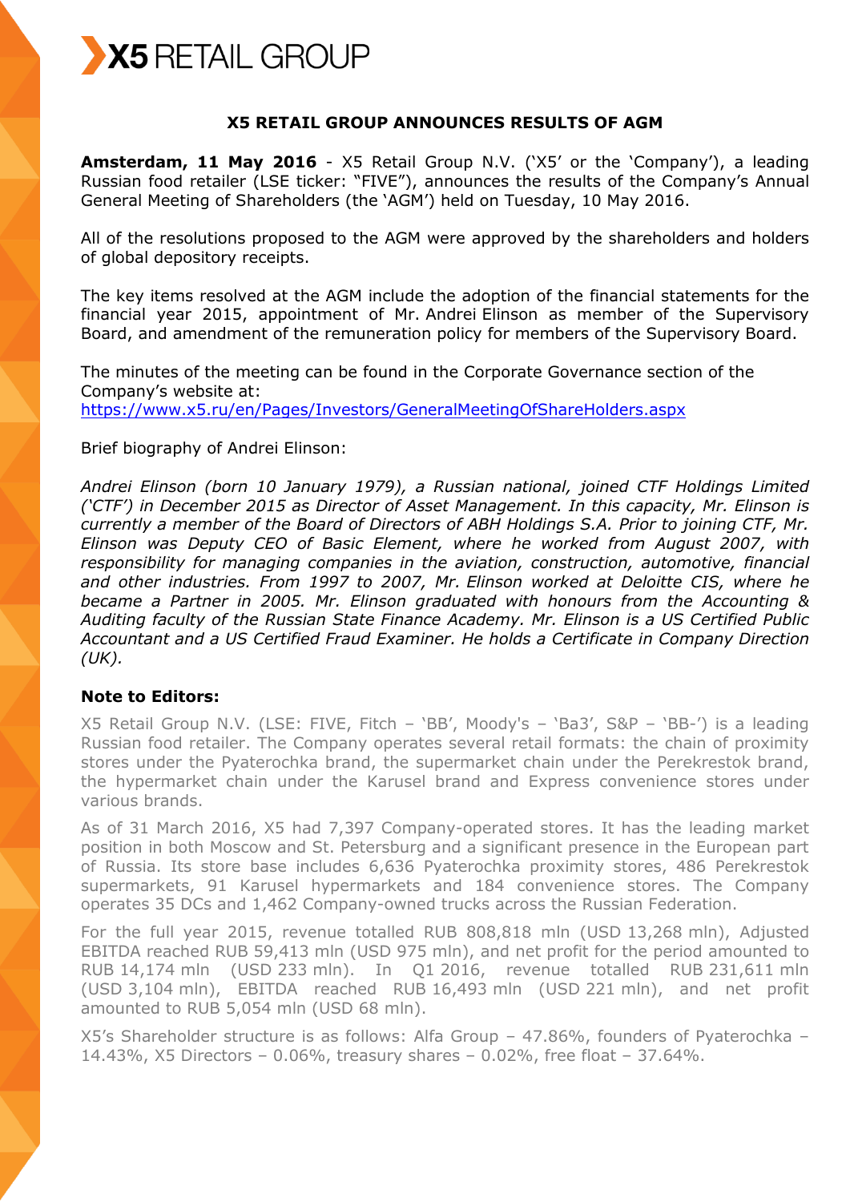X5 RETAIL GROUP

# X5 RETAIL GROUP ANNOUNCES RESULTS OF AGM

**Amsterdam, 11 May 2016** - X5 Retail Group N.V. ('X5' or the 'Company'), a leading Russian food retailer (LSE ticker: "FIVE"), announces the results of the Company's Annual General Meeting of Shareholders (the 'AGM') held on Tuesday, 10 May 2016.

All of the resolutions proposed to the AGM were approved by the shareholders and holders of global depository receipts.

The key items resolved at the AGM include the adoption of the financial statements for the financial year 2015, appointment of Mr. Andrei Elinson as member of the Supervisory Board, and amendment of the remuneration policy for members of the Supervisory Board.

The minutes of the meeting can be found in the Corporate Governance section of the Company's website at:
https://www.x5.ru/en/Pages/Investors/GeneralMeetingOfShareHolders.aspx

Brief biography of Andrei Elinson:

*Andrei Elinson (born 10 January 1979), a Russian national, joined CTF Holdings Limited ('CTF') in December 2015 as Director of Asset Management. In this capacity, Mr. Elinson is currently a member of the Board of Directors of ABH Holdings S.A. Prior to joining CTF, Mr. Elinson was Deputy CEO of Basic Element, where he worked from August 2007, with responsibility for managing companies in the aviation, construction, automotive, financial and other industries. From 1997 to 2007, Mr. Elinson worked at Deloitte CIS, where he became a Partner in 2005. Mr. Elinson graduated with honours from the Accounting & Auditing faculty of the Russian State Finance Academy. Mr. Elinson is a US Certified Public Accountant and a US Certified Fraud Examiner. He holds a Certificate in Company Direction (UK).*

**Note to Editors:**

X5 Retail Group N.V. (LSE: FIVE, Fitch – 'BB', Moody's – 'Ba3', S&P – 'BB-') is a leading Russian food retailer. The Company operates several retail formats: the chain of proximity stores under the Pyaterochka brand, the supermarket chain under the Perekrestok brand, the hypermarket chain under the Karusel brand and Express convenience stores under various brands.

As of 31 March 2016, X5 had 7,397 Company-operated stores. It has the leading market position in both Moscow and St. Petersburg and a significant presence in the European part of Russia. Its store base includes 6,636 Pyaterochka proximity stores, 486 Perekrestok supermarkets, 91 Karusel hypermarkets and 184 convenience stores. The Company operates 35 DCs and 1,462 Company-owned trucks across the Russian Federation.

For the full year 2015, revenue totalled RUB 808,818 mln (USD 13,268 mln), Adjusted EBITDA reached RUB 59,413 mln (USD 975 mln), and net profit for the period amounted to RUB 14,174 mln (USD 233 mln). In Q1 2016, revenue totalled RUB 231,611 mln (USD 3,104 mln), EBITDA reached RUB 16,493 mln (USD 221 mln), and net profit amounted to RUB 5,054 mln (USD 68 mln).

X5's Shareholder structure is as follows: Alfa Group – 47.86%, founders of Pyaterochka – 14.43%, X5 Directors – 0.06%, treasury shares – 0.02%, free float – 37.64%.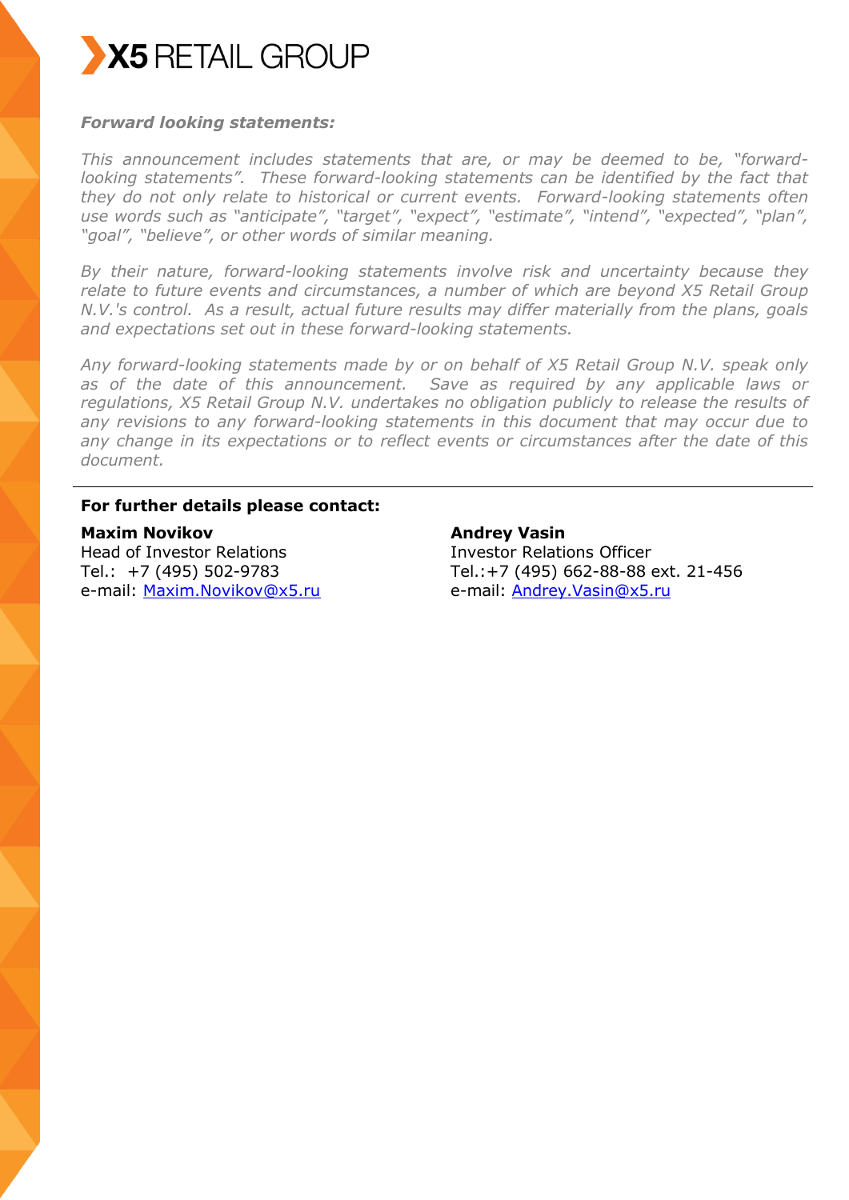*Forward looking statements:*

*This announcement includes statements that are, or may be deemed to be, "forward-looking statements". These forward-looking statements can be identified by the fact that they do not only relate to historical or current events. Forward-looking statements often use words such as "anticipate", "target", "expect", "estimate", "intend", "expected", "plan", "goal", "believe", or other words of similar meaning.*

*By their nature, forward-looking statements involve risk and uncertainty because they relate to future events and circumstances, a number of which are beyond X5 Retail Group N.V.'s control. As a result, actual future results may differ materially from the plans, goals and expectations set out in these forward-looking statements.*

*Any forward-looking statements made by or on behalf of X5 Retail Group N.V. speak only as of the date of this announcement. Save as required by any applicable laws or regulations, X5 Retail Group N.V. undertakes no obligation publicly to release the results of any revisions to any forward-looking statements in this document that may occur due to any change in its expectations or to reflect events or circumstances after the date of this document.*

---

**For further details please contact:**

**Maxim Novikov**
Head of Investor Relations
Tel.: +7 (495) 502-9783
e-mail: Maxim.Novikov@x5.ru

**Andrey Vasin**
Investor Relations Officer
Tel.:+7 (495) 662-88-88 ext. 21-456
e-mail: Andrey.Vasin@x5.ru